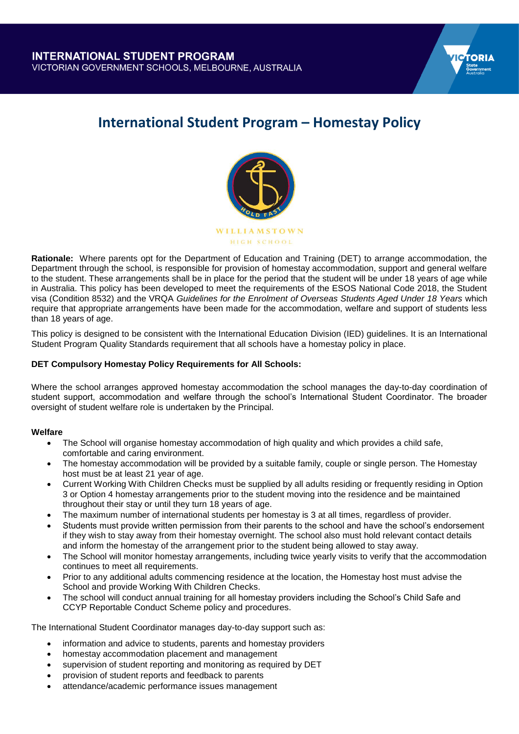INTERNATIONAL STUDENT PROGRAM
VICTORIAN GOVERNMENT SCHOOLS, MELBOURNE, AUSTRALIA

# International Student Program – Homestay Policy

WILLIAMSTOWN HIGH SCHOOL

**Rationale:** Where parents opt for the Department of Education and Training (DET) to arrange accommodation, the Department through the school, is responsible for provision of homestay accommodation, support and general welfare to the student. These arrangements shall be in place for the period that the student will be under 18 years of age while in Australia. This policy has been developed to meet the requirements of the ESOS National Code 2018, the Student visa (Condition 8532) and the VRQA *Guidelines for the Enrolment of Overseas Students Aged Under 18 Years* which require that appropriate arrangements have been made for the accommodation, welfare and support of students less than 18 years of age.

This policy is designed to be consistent with the International Education Division (IED) guidelines. It is an International Student Program Quality Standards requirement that all schools have a homestay policy in place.

**DET Compulsory Homestay Policy Requirements for All Schools:**

Where the school arranges approved homestay accommodation the school manages the day-to-day coordination of student support, accommodation and welfare through the school's International Student Coordinator. The broader oversight of student welfare role is undertaken by the Principal.

**Welfare**

- The School will organise homestay accommodation of high quality and which provides a child safe, comfortable and caring environment.
- The homestay accommodation will be provided by a suitable family, couple or single person. The Homestay host must be at least 21 year of age.
- Current Working With Children Checks must be supplied by all adults residing or frequently residing in Option 3 or Option 4 homestay arrangements prior to the student moving into the residence and be maintained throughout their stay or until they turn 18 years of age.
- The maximum number of international students per homestay is 3 at all times, regardless of provider.
- Students must provide written permission from their parents to the school and have the school's endorsement if they wish to stay away from their homestay overnight. The school also must hold relevant contact details and inform the homestay of the arrangement prior to the student being allowed to stay away.
- The School will monitor homestay arrangements, including twice yearly visits to verify that the accommodation continues to meet all requirements.
- Prior to any additional adults commencing residence at the location, the Homestay host must advise the School and provide Working With Children Checks.
- The school will conduct annual training for all homestay providers including the School's Child Safe and CCYP Reportable Conduct Scheme policy and procedures.

The International Student Coordinator manages day-to-day support such as:

- information and advice to students, parents and homestay providers
- homestay accommodation placement and management
- supervision of student reporting and monitoring as required by DET
- provision of student reports and feedback to parents
- attendance/academic performance issues management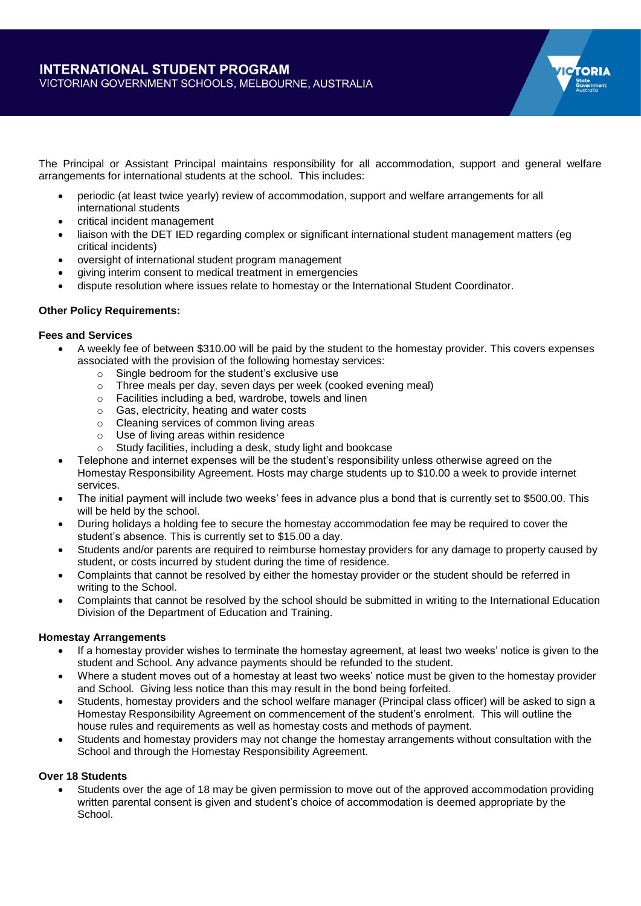The Principal or Assistant Principal maintains responsibility for all accommodation, support and general welfare arrangements for international students at the school. This includes:

- periodic (at least twice yearly) review of accommodation, support and welfare arrangements for all international students
- critical incident management
- liaison with the DET IED regarding complex or significant international student management matters (eg critical incidents)
- oversight of international student program management
- giving interim consent to medical treatment in emergencies
- dispute resolution where issues relate to homestay or the International Student Coordinator.

**Other Policy Requirements:**

**Fees and Services**

- A weekly fee of between $310.00 will be paid by the student to the homestay provider. This covers expenses associated with the provision of the following homestay services:
  - Single bedroom for the student's exclusive use
  - Three meals per day, seven days per week (cooked evening meal)
  - Facilities including a bed, wardrobe, towels and linen
  - Gas, electricity, heating and water costs
  - Cleaning services of common living areas
  - Use of living areas within residence
  - Study facilities, including a desk, study light and bookcase
- Telephone and internet expenses will be the student's responsibility unless otherwise agreed on the Homestay Responsibility Agreement. Hosts may charge students up to $10.00 a week to provide internet services.
- The initial payment will include two weeks' fees in advance plus a bond that is currently set to $500.00. This will be held by the school.
- During holidays a holding fee to secure the homestay accommodation fee may be required to cover the student's absence. This is currently set to $15.00 a day.
- Students and/or parents are required to reimburse homestay providers for any damage to property caused by student, or costs incurred by student during the time of residence.
- Complaints that cannot be resolved by either the homestay provider or the student should be referred in writing to the School.
- Complaints that cannot be resolved by the school should be submitted in writing to the International Education Division of the Department of Education and Training.

**Homestay Arrangements**

- If a homestay provider wishes to terminate the homestay agreement, at least two weeks' notice is given to the student and School. Any advance payments should be refunded to the student.
- Where a student moves out of a homestay at least two weeks' notice must be given to the homestay provider and School. Giving less notice than this may result in the bond being forfeited.
- Students, homestay providers and the school welfare manager (Principal class officer) will be asked to sign a Homestay Responsibility Agreement on commencement of the student's enrolment. This will outline the house rules and requirements as well as homestay costs and methods of payment.
- Students and homestay providers may not change the homestay arrangements without consultation with the School and through the Homestay Responsibility Agreement.

**Over 18 Students**

- Students over the age of 18 may be given permission to move out of the approved accommodation providing written parental consent is given and student's choice of accommodation is deemed appropriate by the School.